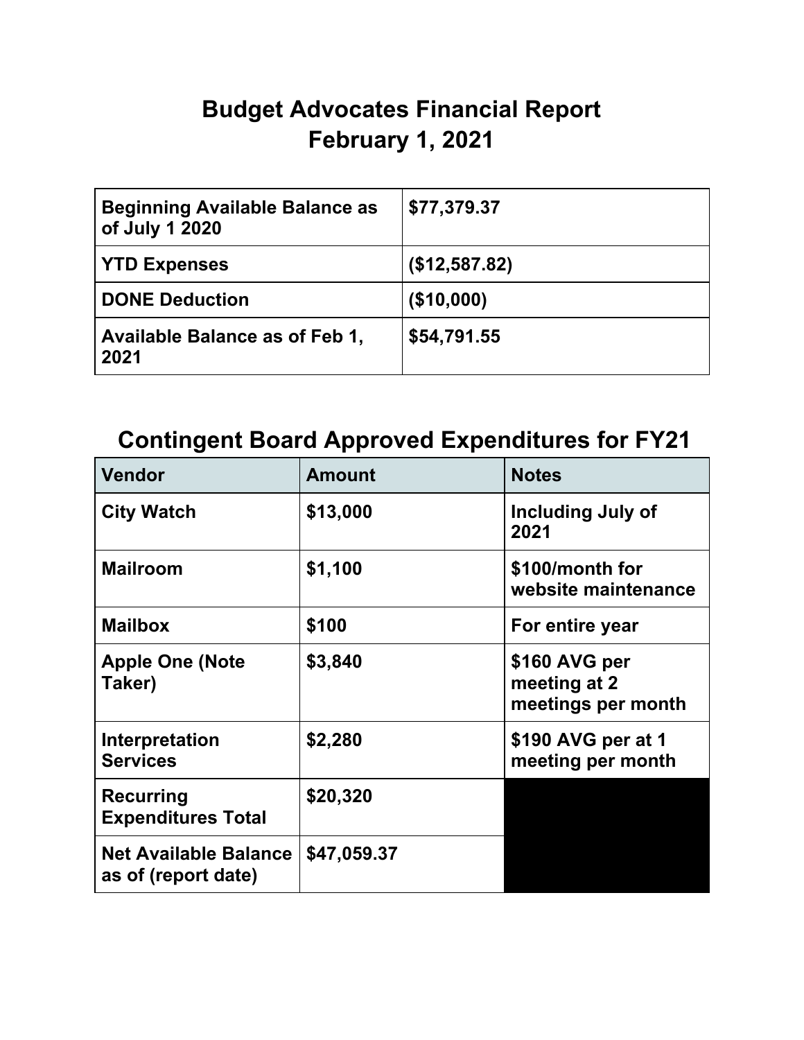# Budget Advocates Financial Report
# February 1, 2021

| | |
|---|---|
| **Beginning Available Balance as of July 1 2020** | **$77,379.37** |
| **YTD Expenses** | **($12,587.82)** |
| **DONE Deduction** | **($10,000)** |
| **Available Balance as of Feb 1, 2021** | **$54,791.55** |

## Contingent Board Approved Expenditures for FY21

| Vendor | Amount | Notes |
|---|---|---|
| **City Watch** | **$13,000** | **Including July of 2021** |
| **Mailroom** | **$1,100** | **$100/month for website maintenance** |
| **Mailbox** | **$100** | **For entire year** |
| **Apple One (Note Taker)** | **$3,840** | **$160 AVG per meeting at 2 meetings per month** |
| **Interpretation Services** | **$2,280** | **$190 AVG per at 1 meeting per month** |
| **Recurring Expenditures Total** | **$20,320** | |
| **Net Available Balance as of (report date)** | **$47,059.37** | |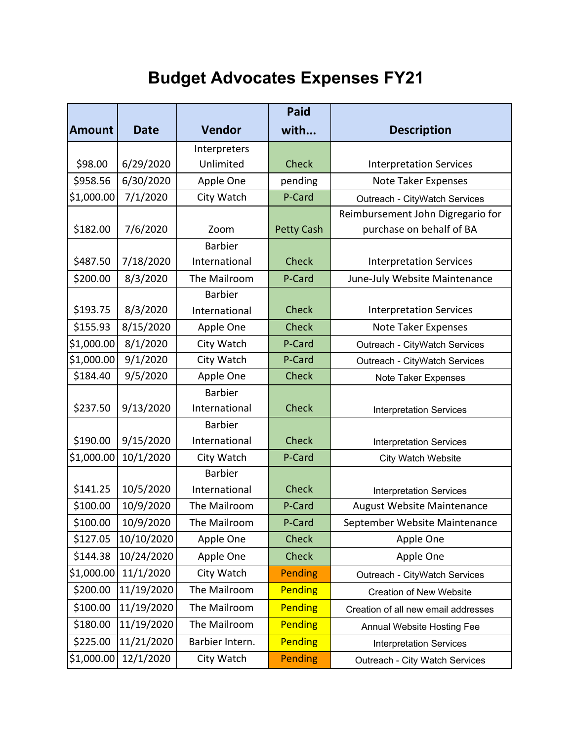# Budget Advocates Expenses FY21

| Amount | Date | Vendor | Paid with... | Description |
|---|---|---|---|---|
| $98.00 | 6/29/2020 | Interpreters Unlimited | Check | Interpretation Services |
| $958.56 | 6/30/2020 | Apple One | pending | Note Taker Expenses |
| $1,000.00 | 7/1/2020 | City Watch | P-Card | Outreach - CityWatch Services |
| $182.00 | 7/6/2020 | Zoom | Petty Cash | Reimbursement John Digregario for purchase on behalf of BA |
| $487.50 | 7/18/2020 | Barbier International | Check | Interpretation Services |
| $200.00 | 8/3/2020 | The Mailroom | P-Card | June-July Website Maintenance |
| $193.75 | 8/3/2020 | Barbier International | Check | Interpretation Services |
| $155.93 | 8/15/2020 | Apple One | Check | Note Taker Expenses |
| $1,000.00 | 8/1/2020 | City Watch | P-Card | Outreach - CityWatch Services |
| $1,000.00 | 9/1/2020 | City Watch | P-Card | Outreach - CityWatch Services |
| $184.40 | 9/5/2020 | Apple One | Check | Note Taker Expenses |
| $237.50 | 9/13/2020 | Barbier International | Check | Interpretation Services |
| $190.00 | 9/15/2020 | Barbier International | Check | Interpretation Services |
| $1,000.00 | 10/1/2020 | City Watch | P-Card | City Watch Website |
| $141.25 | 10/5/2020 | Barbier International | Check | Interpretation Services |
| $100.00 | 10/9/2020 | The Mailroom | P-Card | August Website Maintenance |
| $100.00 | 10/9/2020 | The Mailroom | P-Card | September Website Maintenance |
| $127.05 | 10/10/2020 | Apple One | Check | Apple One |
| $144.38 | 10/24/2020 | Apple One | Check | Apple One |
| $1,000.00 | 11/1/2020 | City Watch | Pending | Outreach - CityWatch Services |
| $200.00 | 11/19/2020 | The Mailroom | Pending | Creation of New Website |
| $100.00 | 11/19/2020 | The Mailroom | Pending | Creation of all new email addresses |
| $180.00 | 11/19/2020 | The Mailroom | Pending | Annual Website Hosting Fee |
| $225.00 | 11/21/2020 | Barbier Intern. | Pending | Interpretation Services |
| $1,000.00 | 12/1/2020 | City Watch | Pending | Outreach - City Watch Services |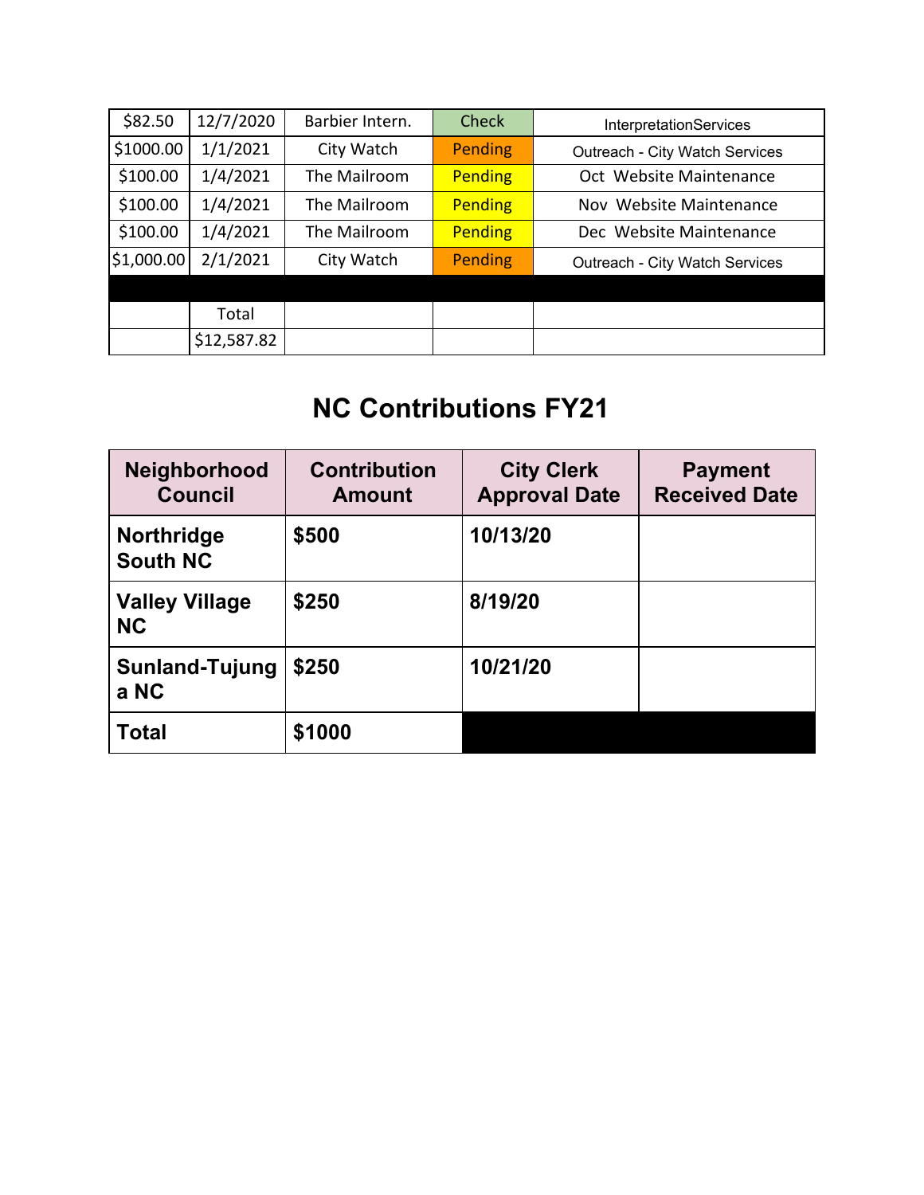| | | | | |
|---|---|---|---|---|
| $82.50 | 12/7/2020 | Barbier Intern. | Check | InterpretationServices |
| $1000.00 | 1/1/2021 | City Watch | Pending | Outreach - City Watch Services |
| $100.00 | 1/4/2021 | The Mailroom | Pending | Oct Website Maintenance |
| $100.00 | 1/4/2021 | The Mailroom | Pending | Nov Website Maintenance |
| $100.00 | 1/4/2021 | The Mailroom | Pending | Dec Website Maintenance |
| $1,000.00 | 2/1/2021 | City Watch | Pending | Outreach - City Watch Services |
| | | | | |
| | Total | | | |
| | $12,587.82 | | | |

## NC Contributions FY21

| Neighborhood Council | Contribution Amount | City Clerk Approval Date | Payment Received Date |
|---|---|---|---|
| **Northridge South NC** | **$500** | **10/13/20** | |
| **Valley Village NC** | **$250** | **8/19/20** | |
| **Sunland-Tujunga NC** | **$250** | **10/21/20** | |
| **Total** | **$1000** | | |